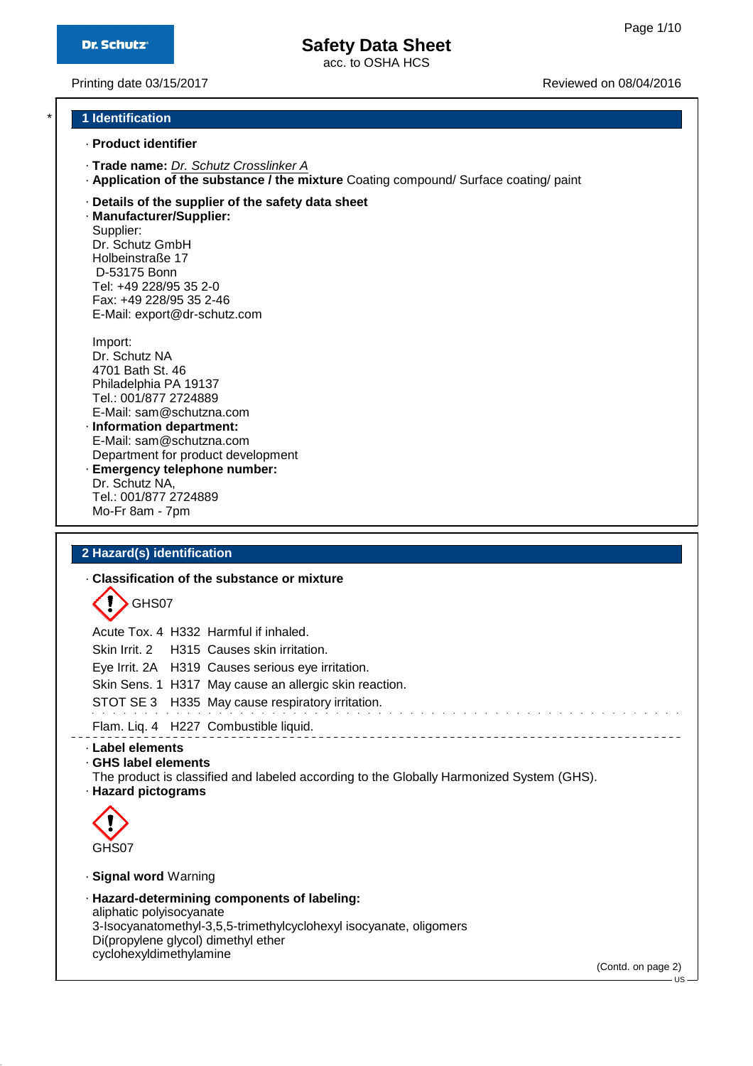# Safety Data Sheet

acc. to OSHA HCS

Printing date 03/15/2017 | Reviewed on 08/04/2016

## 1 Identification

· **Product identifier**

· **Trade name:** *Dr. Schutz Crosslinker A*

· **Application of the substance / the mixture** Coating compound/ Surface coating/ paint

· **Details of the supplier of the safety data sheet**

· **Manufacturer/Supplier:**

Supplier:
Dr. Schutz GmbH
Holbeinstraße 17
D-53175 Bonn
Tel: +49 228/95 35 2-0
Fax: +49 228/95 35 2-46
E-Mail: export@dr-schutz.com

Import:
Dr. Schutz NA
4701 Bath St. 46
Philadelphia PA 19137
Tel.: 001/877 2724889
E-Mail: sam@schutzna.com

· **Information department:**
E-Mail: sam@schutzna.com
Department for product development

· **Emergency telephone number:**
Dr. Schutz NA,
Tel.: 001/877 2724889
Mo-Fr 8am - 7pm

## 2 Hazard(s) identification

· **Classification of the substance or mixture**

GHS07

| | | |
|---|---|---|
| Acute Tox. 4 | H332 | Harmful if inhaled. |
| Skin Irrit. 2 | H315 | Causes skin irritation. |
| Eye Irrit. 2A | H319 | Causes serious eye irritation. |
| Skin Sens. 1 | H317 | May cause an allergic skin reaction. |
| STOT SE 3 | H335 | May cause respiratory irritation. |
| Flam. Liq. 4 | H227 | Combustible liquid. |

· **Label elements**

· **GHS label elements**
The product is classified and labeled according to the Globally Harmonized System (GHS).

· **Hazard pictograms**

GHS07

· **Signal word** Warning

· **Hazard-determining components of labeling:**
aliphatic polyisocyanate
3-Isocyanatomethyl-3,5,5-trimethylcyclohexyl isocyanate, oligomers
Di(propylene glycol) dimethyl ether
cyclohexyldimethylamine

(Contd. on page 2)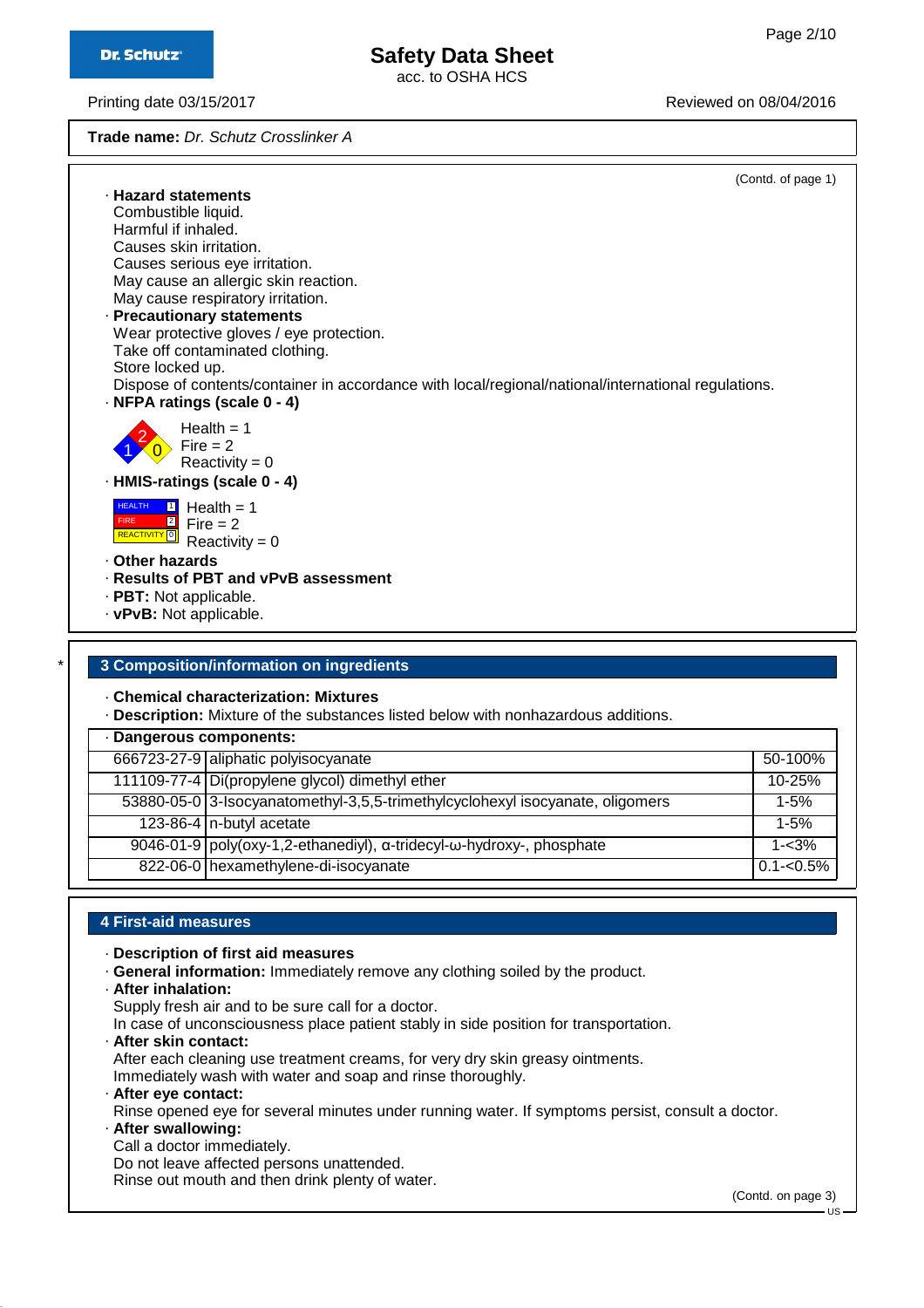Trade name: *Dr. Schutz Crosslinker A*

(Contd. of page 1)

· **Hazard statements**
Combustible liquid.
Harmful if inhaled.
Causes skin irritation.
Causes serious eye irritation.
May cause an allergic skin reaction.
May cause respiratory irritation.

· **Precautionary statements**
Wear protective gloves / eye protection.
Take off contaminated clothing.
Store locked up.
Dispose of contents/container in accordance with local/regional/national/international regulations.

· **NFPA ratings (scale 0 - 4)**

Health = 1
Fire = 2
Reactivity = 0

· **HMIS-ratings (scale 0 - 4)**

HEALTH 1
FIRE 2
REACTIVITY 0

Health = 1
Fire = 2
Reactivity = 0

· **Other hazards**
· **Results of PBT and vPvB assessment**
· **PBT:** Not applicable.
· **vPvB:** Not applicable.

\* 

## 3 Composition/information on ingredients

· **Chemical characterization: Mixtures**
· **Description:** Mixture of the substances listed below with nonhazardous additions.

| · Dangerous components: | | |
|---|---|---|
| 666723-27-9 | aliphatic polyisocyanate | 50-100% |
| 111109-77-4 | Di(propylene glycol) dimethyl ether | 10-25% |
| 53880-05-0 | 3-Isocyanatomethyl-3,5,5-trimethylcyclohexyl isocyanate, oligomers | 1-5% |
| 123-86-4 | n-butyl acetate | 1-5% |
| 9046-01-9 | poly(oxy-1,2-ethanediyl), α-tridecyl-ω-hydroxy-, phosphate | 1-<3% |
| 822-06-0 | hexamethylene-di-isocyanate | 0.1-<0.5% |

## 4 First-aid measures

· **Description of first aid measures**
· **General information:** Immediately remove any clothing soiled by the product.
· **After inhalation:**
Supply fresh air and to be sure call for a doctor.
In case of unconsciousness place patient stably in side position for transportation.
· **After skin contact:**
After each cleaning use treatment creams, for very dry skin greasy ointments.
Immediately wash with water and soap and rinse thoroughly.
· **After eye contact:**
Rinse opened eye for several minutes under running water. If symptoms persist, consult a doctor.
· **After swallowing:**
Call a doctor immediately.
Do not leave affected persons unattended.
Rinse out mouth and then drink plenty of water.

(Contd. on page 3)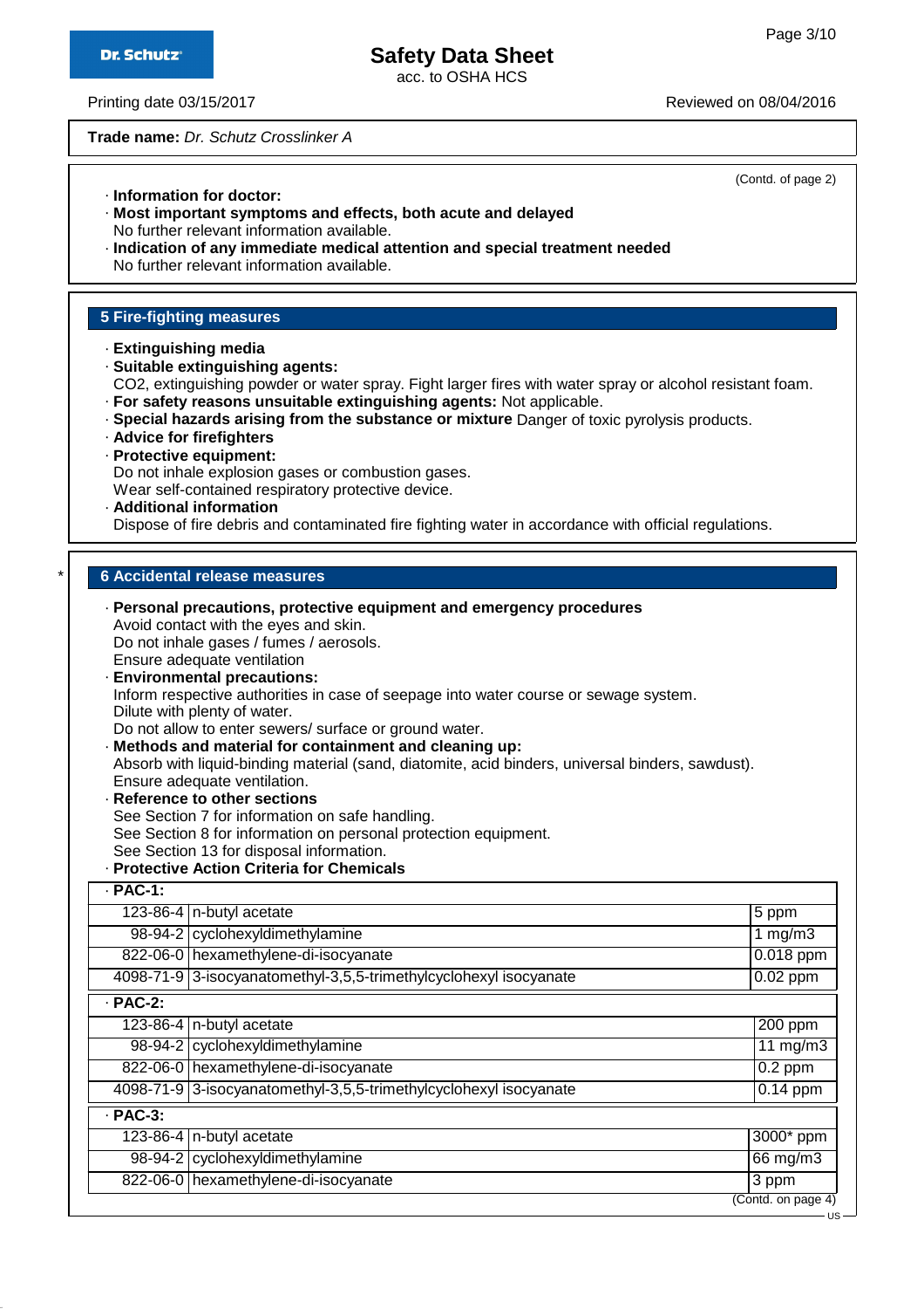Trade name: *Dr. Schutz Crosslinker A*

(Contd. of page 2)

· **Information for doctor:**
· **Most important symptoms and effects, both acute and delayed**
No further relevant information available.
· **Indication of any immediate medical attention and special treatment needed**
No further relevant information available.

## 5 Fire-fighting measures

· **Extinguishing media**
· **Suitable extinguishing agents:**
$CO_2$, extinguishing powder or water spray. Fight larger fires with water spray or alcohol resistant foam.
· **For safety reasons unsuitable extinguishing agents:** Not applicable.
· **Special hazards arising from the substance or mixture** Danger of toxic pyrolysis products.
· **Advice for firefighters**
· **Protective equipment:**
Do not inhale explosion gases or combustion gases.
Wear self-contained respiratory protective device.
· **Additional information**
Dispose of fire debris and contaminated fire fighting water in accordance with official regulations.

## * 6 Accidental release measures

· **Personal precautions, protective equipment and emergency procedures**
Avoid contact with the eyes and skin.
Do not inhale gases / fumes / aerosols.
Ensure adequate ventilation
· **Environmental precautions:**
Inform respective authorities in case of seepage into water course or sewage system.
Dilute with plenty of water.
Do not allow to enter sewers/ surface or ground water.
· **Methods and material for containment and cleaning up:**
Absorb with liquid-binding material (sand, diatomite, acid binders, universal binders, sawdust).
Ensure adequate ventilation.
· **Reference to other sections**
See Section 7 for information on safe handling.
See Section 8 for information on personal protection equipment.
See Section 13 for disposal information.
· **Protective Action Criteria for Chemicals**

| · **PAC-1:** | | |
|---|---|---|
| 123-86-4 | n-butyl acetate | 5 ppm |
| 98-94-2 | cyclohexyldimethylamine | 1 mg/m3 |
| 822-06-0 | hexamethylene-di-isocyanate | 0.018 ppm |
| 4098-71-9 | 3-isocyanatomethyl-3,5,5-trimethylcyclohexyl isocyanate | 0.02 ppm |
| · **PAC-2:** | | |
| 123-86-4 | n-butyl acetate | 200 ppm |
| 98-94-2 | cyclohexyldimethylamine | 11 mg/m3 |
| 822-06-0 | hexamethylene-di-isocyanate | 0.2 ppm |
| 4098-71-9 | 3-isocyanatomethyl-3,5,5-trimethylcyclohexyl isocyanate | 0.14 ppm |
| · **PAC-3:** | | |
| 123-86-4 | n-butyl acetate | 3000* ppm |
| 98-94-2 | cyclohexyldimethylamine | 66 mg/m3 |
| 822-06-0 | hexamethylene-di-isocyanate | 3 ppm |

(Contd. on page 4)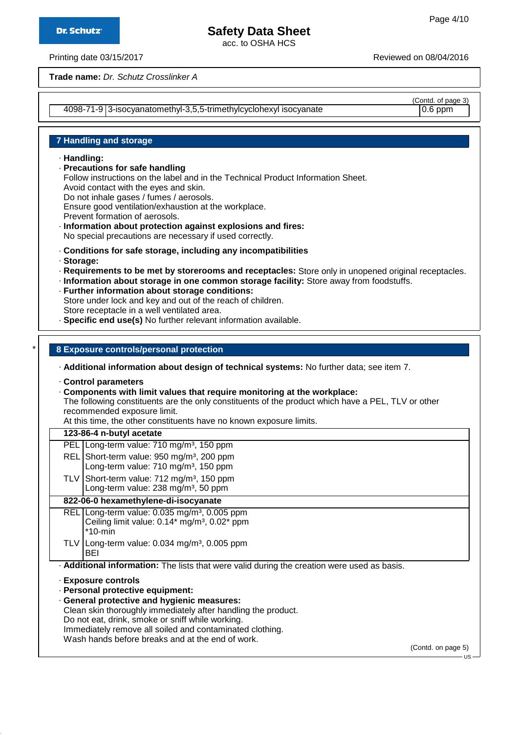**Trade name:** *Dr. Schutz Crosslinker A*

(Contd. of page 3)

| | | |
|---|---|---|
| 4098-71-9 | 3-isocyanatomethyl-3,5,5-trimethylcyclohexyl isocyanate | 0.6 ppm |

## 7 Handling and storage

· **Handling:**

· **Precautions for safe handling**
Follow instructions on the label and in the Technical Product Information Sheet.
Avoid contact with the eyes and skin.
Do not inhale gases / fumes / aerosols.
Ensure good ventilation/exhaustion at the workplace.
Prevent formation of aerosols.

· **Information about protection against explosions and fires:**
No special precautions are necessary if used correctly.

· **Conditions for safe storage, including any incompatibilities**

· **Storage:**

· **Requirements to be met by storerooms and receptacles:** Store only in unopened original receptacles.

· **Information about storage in one common storage facility:** Store away from foodstuffs.

· **Further information about storage conditions:**
Store under lock and key and out of the reach of children.
Store receptacle in a well ventilated area.

· **Specific end use(s)** No further relevant information available.

## * 8 Exposure controls/personal protection

· **Additional information about design of technical systems:** No further data; see item 7.

· **Control parameters**

· **Components with limit values that require monitoring at the workplace:**
The following constituents are the only constituents of the product which have a PEL, TLV or other recommended exposure limit.
At this time, the other constituents have no known exposure limits.

| **123-86-4 n-butyl acetate** | |
|---|---|
| PEL | Long-term value: 710 mg/m³, 150 ppm |
| REL | Short-term value: 950 mg/m³, 200 ppm<br>Long-term value: 710 mg/m³, 150 ppm |
| TLV | Short-term value: 712 mg/m³, 150 ppm<br>Long-term value: 238 mg/m³, 50 ppm |
| **822-06-0 hexamethylene-di-isocyanate** | |
| REL | Long-term value: 0.035 mg/m³, 0.005 ppm<br>Ceiling limit value: 0.14* mg/m³, 0.02* ppm<br>*10-min |
| TLV | Long-term value: 0.034 mg/m³, 0.005 ppm<br>BEI |

· **Additional information:** The lists that were valid during the creation were used as basis.

· **Exposure controls**

· **Personal protective equipment:**

· **General protective and hygienic measures:**
Clean skin thoroughly immediately after handling the product.
Do not eat, drink, smoke or sniff while working.
Immediately remove all soiled and contaminated clothing.
Wash hands before breaks and at the end of work.

(Contd. on page 5)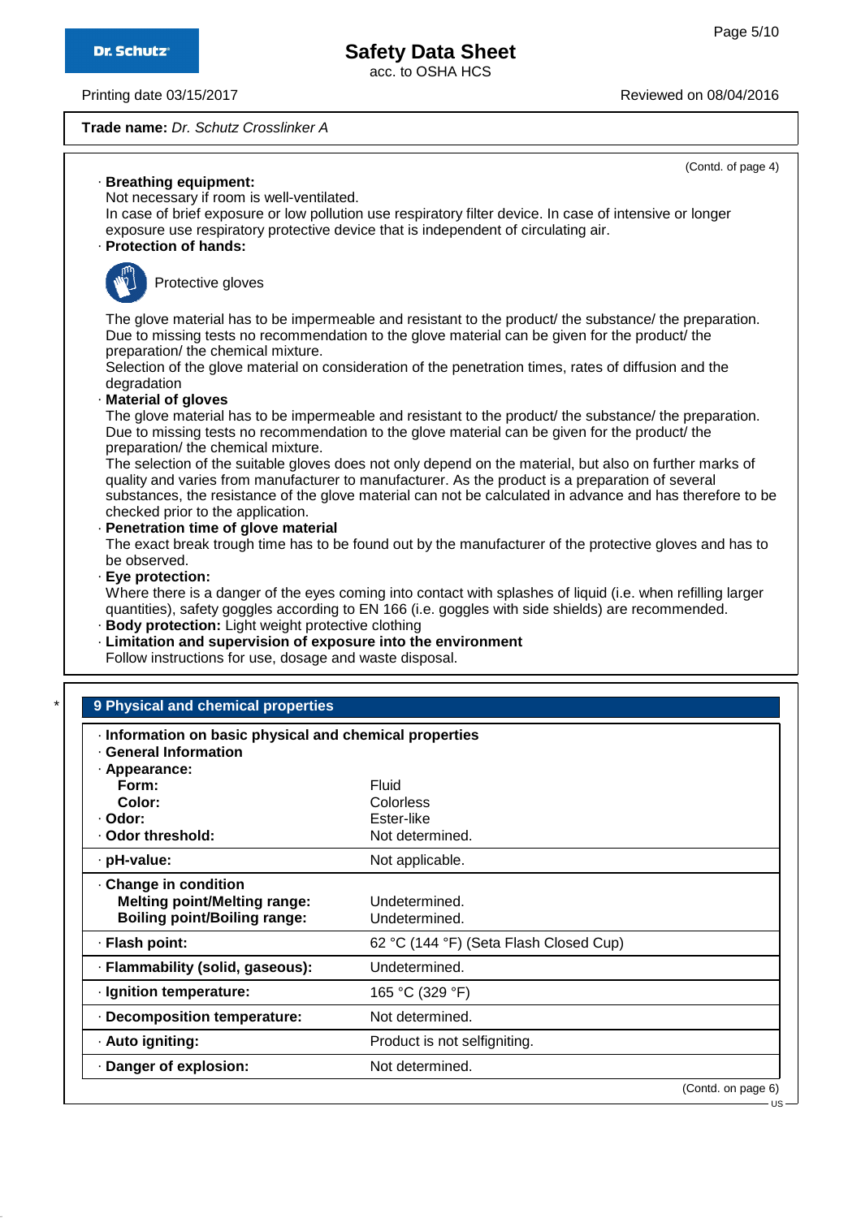**Trade name:** *Dr. Schutz Crosslinker A*

(Contd. of page 4)

· **Breathing equipment:**
Not necessary if room is well-ventilated.
In case of brief exposure or low pollution use respiratory filter device. In case of intensive or longer exposure use respiratory protective device that is independent of circulating air.

· **Protection of hands:**

Protective gloves

The glove material has to be impermeable and resistant to the product/ the substance/ the preparation.
Due to missing tests no recommendation to the glove material can be given for the product/ the preparation/ the chemical mixture.
Selection of the glove material on consideration of the penetration times, rates of diffusion and the degradation

· **Material of gloves**
The glove material has to be impermeable and resistant to the product/ the substance/ the preparation.
Due to missing tests no recommendation to the glove material can be given for the product/ the preparation/ the chemical mixture.
The selection of the suitable gloves does not only depend on the material, but also on further marks of quality and varies from manufacturer to manufacturer. As the product is a preparation of several substances, the resistance of the glove material can not be calculated in advance and has therefore to be checked prior to the application.

· **Penetration time of glove material**
The exact break trough time has to be found out by the manufacturer of the protective gloves and has to be observed.

· **Eye protection:**
Where there is a danger of the eyes coming into contact with splashes of liquid (i.e. when refilling larger quantities), safety goggles according to EN 166 (i.e. goggles with side shields) are recommended.

· **Body protection:** Light weight protective clothing

· **Limitation and supervision of exposure into the environment**
Follow instructions for use, dosage and waste disposal.

## 9 Physical and chemical properties

· **Information on basic physical and chemical properties**
· **General Information**

| Property | Value |
|---|---|
| · **Appearance:** | |
| **Form:** | Fluid |
| **Color:** | Colorless |
| · **Odor:** | Ester-like |
| · **Odor threshold:** | Not determined. |
| · **pH-value:** | Not applicable. |
| · **Change in condition** | |
| **Melting point/Melting range:** | Undetermined. |
| **Boiling point/Boiling range:** | Undetermined. |
| · **Flash point:** | 62 °C (144 °F) (Seta Flash Closed Cup) |
| · **Flammability (solid, gaseous):** | Undetermined. |
| · **Ignition temperature:** | 165 °C (329 °F) |
| · **Decomposition temperature:** | Not determined. |
| · **Auto igniting:** | Product is not selfigniting. |
| · **Danger of explosion:** | Not determined. |

(Contd. on page 6)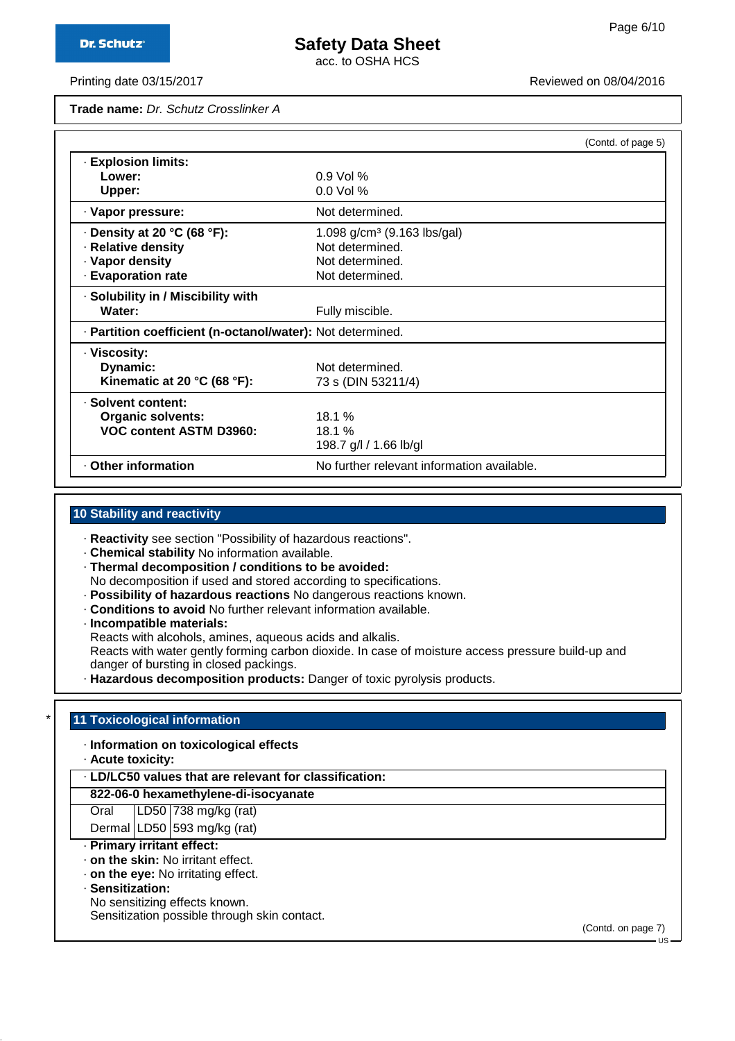**Trade name:** *Dr. Schutz Crosslinker A*

(Contd. of page 5)

| | |
|---|---|
| · **Explosion limits:** | |
| **Lower:** | 0.9 Vol % |
| **Upper:** | 0.0 Vol % |
| · **Vapor pressure:** | Not determined. |
| · **Density at 20 °C (68 °F):** | 1.098 g/cm³ (9.163 lbs/gal) |
| · **Relative density** | Not determined. |
| · **Vapor density** | Not determined. |
| · **Evaporation rate** | Not determined. |
| · **Solubility in / Miscibility with Water:** | Fully miscible. |
| · **Partition coefficient (n-octanol/water):** | Not determined. |
| · **Viscosity:** | |
| **Dynamic:** | Not determined. |
| **Kinematic at 20 °C (68 °F):** | 73 s (DIN 53211/4) |
| · **Solvent content:** | |
| **Organic solvents:** | 18.1 % |
| **VOC content ASTM D3960:** | 18.1 % |
| | 198.7 g/l / 1.66 lb/gl |
| · **Other information** | No further relevant information available. |

## 10 Stability and reactivity

· **Reactivity** see section "Possibility of hazardous reactions".
· **Chemical stability** No information available.
· **Thermal decomposition / conditions to be avoided:**
No decomposition if used and stored according to specifications.
· **Possibility of hazardous reactions** No dangerous reactions known.
· **Conditions to avoid** No further relevant information available.
· **Incompatible materials:**
Reacts with alcohols, amines, aqueous acids and alkalis.
Reacts with water gently forming carbon dioxide. In case of moisture access pressure build-up and danger of bursting in closed packings.
· **Hazardous decomposition products:** Danger of toxic pyrolysis products.

## * 11 Toxicological information

· **Information on toxicological effects**
· **Acute toxicity:**

| · **LD/LC50 values that are relevant for classification:** | | |
|---|---|---|
| **822-06-0 hexamethylene-di-isocyanate** | | |
| Oral | LD50 | 738 mg/kg (rat) |
| Dermal | LD50 | 593 mg/kg (rat) |

· **Primary irritant effect:**
· **on the skin:** No irritant effect.
· **on the eye:** No irritating effect.
· **Sensitization:**
No sensitizing effects known.
Sensitization possible through skin contact.

(Contd. on page 7)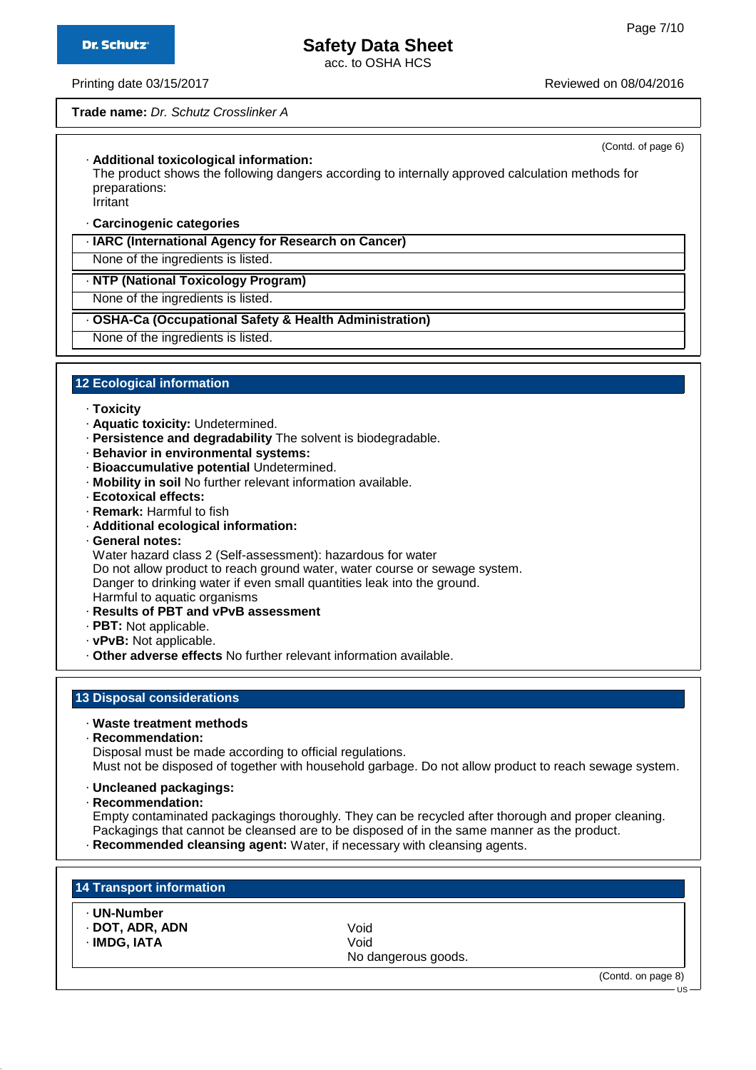**Trade name:** *Dr. Schutz Crosslinker A*

(Contd. of page 6)

· **Additional toxicological information:**
The product shows the following dangers according to internally approved calculation methods for preparations:
Irritant

· **Carcinogenic categories**

· **IARC (International Agency for Research on Cancer)**
None of the ingredients is listed.

· **NTP (National Toxicology Program)**
None of the ingredients is listed.

· **OSHA-Ca (Occupational Safety & Health Administration)**
None of the ingredients is listed.

## 12 Ecological information

· **Toxicity**
· **Aquatic toxicity:** Undetermined.
· **Persistence and degradability** The solvent is biodegradable.
· **Behavior in environmental systems:**
· **Bioaccumulative potential** Undetermined.
· **Mobility in soil** No further relevant information available.
· **Ecotoxical effects:**
· **Remark:** Harmful to fish
· **Additional ecological information:**
· **General notes:**
Water hazard class 2 (Self-assessment): hazardous for water
Do not allow product to reach ground water, water course or sewage system.
Danger to drinking water if even small quantities leak into the ground.
Harmful to aquatic organisms
· **Results of PBT and vPvB assessment**
· **PBT:** Not applicable.
· **vPvB:** Not applicable.
· **Other adverse effects** No further relevant information available.

## 13 Disposal considerations

· **Waste treatment methods**
· **Recommendation:**
Disposal must be made according to official regulations.
Must not be disposed of together with household garbage. Do not allow product to reach sewage system.

· **Uncleaned packagings:**
· **Recommendation:**
Empty contaminated packagings thoroughly. They can be recycled after thorough and proper cleaning.
Packagings that cannot be cleansed are to be disposed of in the same manner as the product.
· **Recommended cleansing agent:** Water, if necessary with cleansing agents.

## 14 Transport information

| | |
|---|---|
| · **UN-Number** | |
| · **DOT, ADR, ADN** | Void |
| · **IMDG, IATA** | Void |
| | No dangerous goods. |

(Contd. on page 8)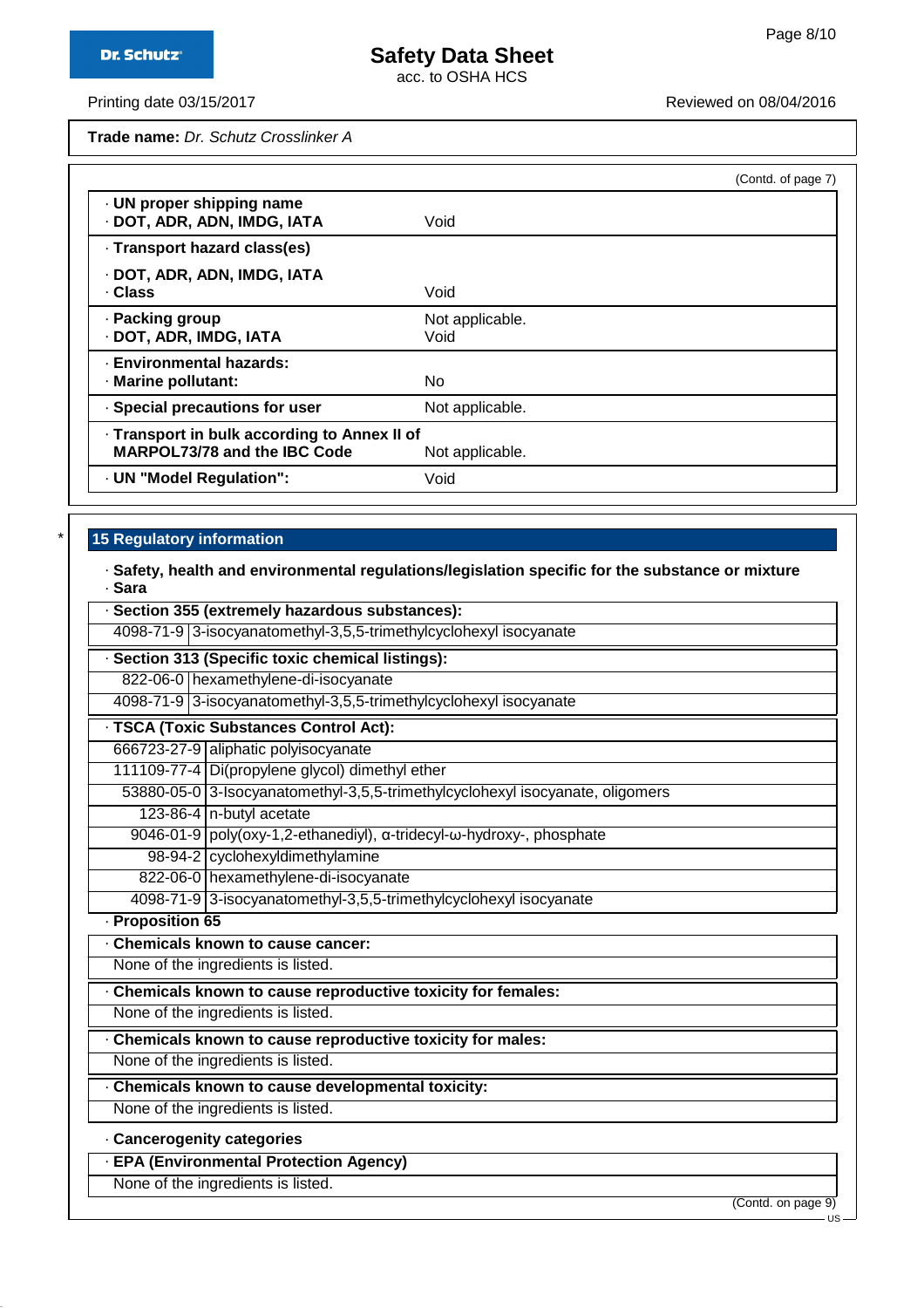**Trade name:** *Dr. Schutz Crosslinker A*

(Contd. of page 7)

| | |
|---|---|
| · **UN proper shipping name**<br>· **DOT, ADR, ADN, IMDG, IATA** | Void |
| · **Transport hazard class(es)**<br><br>· **DOT, ADR, ADN, IMDG, IATA**<br>· **Class** | Void |
| · **Packing group**<br>· **DOT, ADR, IMDG, IATA** | Not applicable.<br>Void |
| · **Environmental hazards:**<br>· **Marine pollutant:** | No |
| · **Special precautions for user** | Not applicable. |
| · **Transport in bulk according to Annex II of MARPOL73/78 and the IBC Code** | Not applicable. |
| · **UN "Model Regulation":** | Void |

## 15 Regulatory information

· **Safety, health and environmental regulations/legislation specific for the substance or mixture**
· **Sara**

| · **Section 355 (extremely hazardous substances):** | |
|---|---|
| 4098-71-9 | 3-isocyanatomethyl-3,5,5-trimethylcyclohexyl isocyanate |

| · **Section 313 (Specific toxic chemical listings):** | |
|---|---|
| 822-06-0 | hexamethylene-di-isocyanate |
| 4098-71-9 | 3-isocyanatomethyl-3,5,5-trimethylcyclohexyl isocyanate |

| · **TSCA (Toxic Substances Control Act):** | |
|---|---|
| 666723-27-9 | aliphatic polyisocyanate |
| 111109-77-4 | Di(propylene glycol) dimethyl ether |
| 53880-05-0 | 3-Isocyanatomethyl-3,5,5-trimethylcyclohexyl isocyanate, oligomers |
| 123-86-4 | n-butyl acetate |
| 9046-01-9 | poly(oxy-1,2-ethanediyl), α-tridecyl-ω-hydroxy-, phosphate |
| 98-94-2 | cyclohexyldimethylamine |
| 822-06-0 | hexamethylene-di-isocyanate |
| 4098-71-9 | 3-isocyanatomethyl-3,5,5-trimethylcyclohexyl isocyanate |

· **Proposition 65**

| · **Chemicals known to cause cancer:** |
|---|
| None of the ingredients is listed. |

| · **Chemicals known to cause reproductive toxicity for females:** |
|---|
| None of the ingredients is listed. |

| · **Chemicals known to cause reproductive toxicity for males:** |
|---|
| None of the ingredients is listed. |

| · **Chemicals known to cause developmental toxicity:** |
|---|
| None of the ingredients is listed. |

· **Cancerogenity categories**

| · **EPA (Environmental Protection Agency)** |
|---|
| None of the ingredients is listed. |

(Contd. on page 9)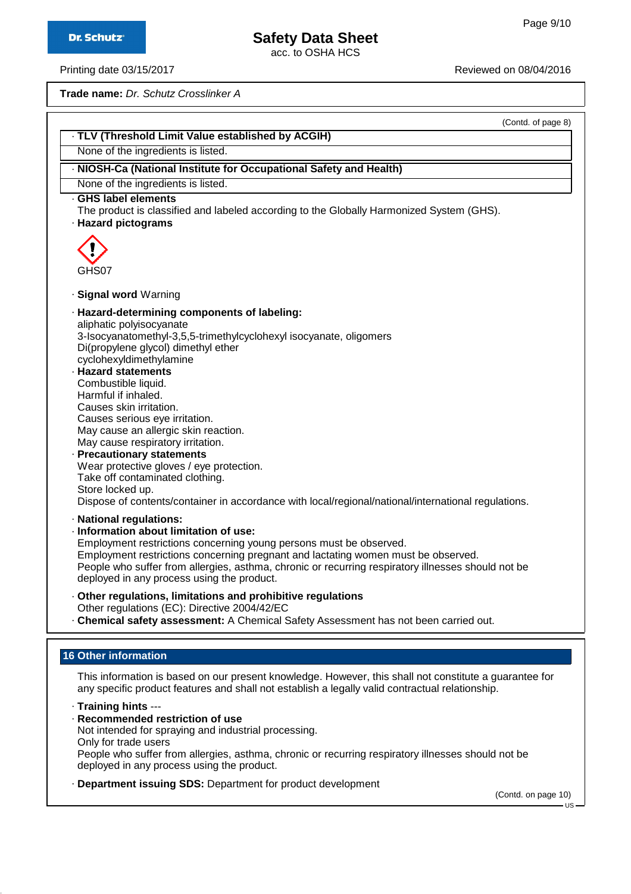Trade name: *Dr. Schutz Crosslinker A*

(Contd. of page 8)

· **TLV (Threshold Limit Value established by ACGIH)**

None of the ingredients is listed.

· **NIOSH-Ca (National Institute for Occupational Safety and Health)**

None of the ingredients is listed.

· **GHS label elements**

The product is classified and labeled according to the Globally Harmonized System (GHS).

· **Hazard pictograms**

GHS07

· **Signal word** Warning

· **Hazard-determining components of labeling:**

aliphatic polyisocyanate
3-Isocyanatomethyl-3,5,5-trimethylcyclohexyl isocyanate, oligomers
Di(propylene glycol) dimethyl ether
cyclohexyldimethylamine

· **Hazard statements**

Combustible liquid.
Harmful if inhaled.
Causes skin irritation.
Causes serious eye irritation.
May cause an allergic skin reaction.
May cause respiratory irritation.

· **Precautionary statements**

Wear protective gloves / eye protection.
Take off contaminated clothing.
Store locked up.
Dispose of contents/container in accordance with local/regional/national/international regulations.

· **National regulations:**

· **Information about limitation of use:**

Employment restrictions concerning young persons must be observed.
Employment restrictions concerning pregnant and lactating women must be observed.
People who suffer from allergies, asthma, chronic or recurring respiratory illnesses should not be deployed in any process using the product.

· **Other regulations, limitations and prohibitive regulations**

Other regulations (EC): Directive 2004/42/EC

· **Chemical safety assessment:** A Chemical Safety Assessment has not been carried out.

## 16 Other information

This information is based on our present knowledge. However, this shall not constitute a guarantee for any specific product features and shall not establish a legally valid contractual relationship.

· **Training hints** ---

· **Recommended restriction of use**

Not intended for spraying and industrial processing.
Only for trade users
People who suffer from allergies, asthma, chronic or recurring respiratory illnesses should not be deployed in any process using the product.

· **Department issuing SDS:** Department for product development

(Contd. on page 10)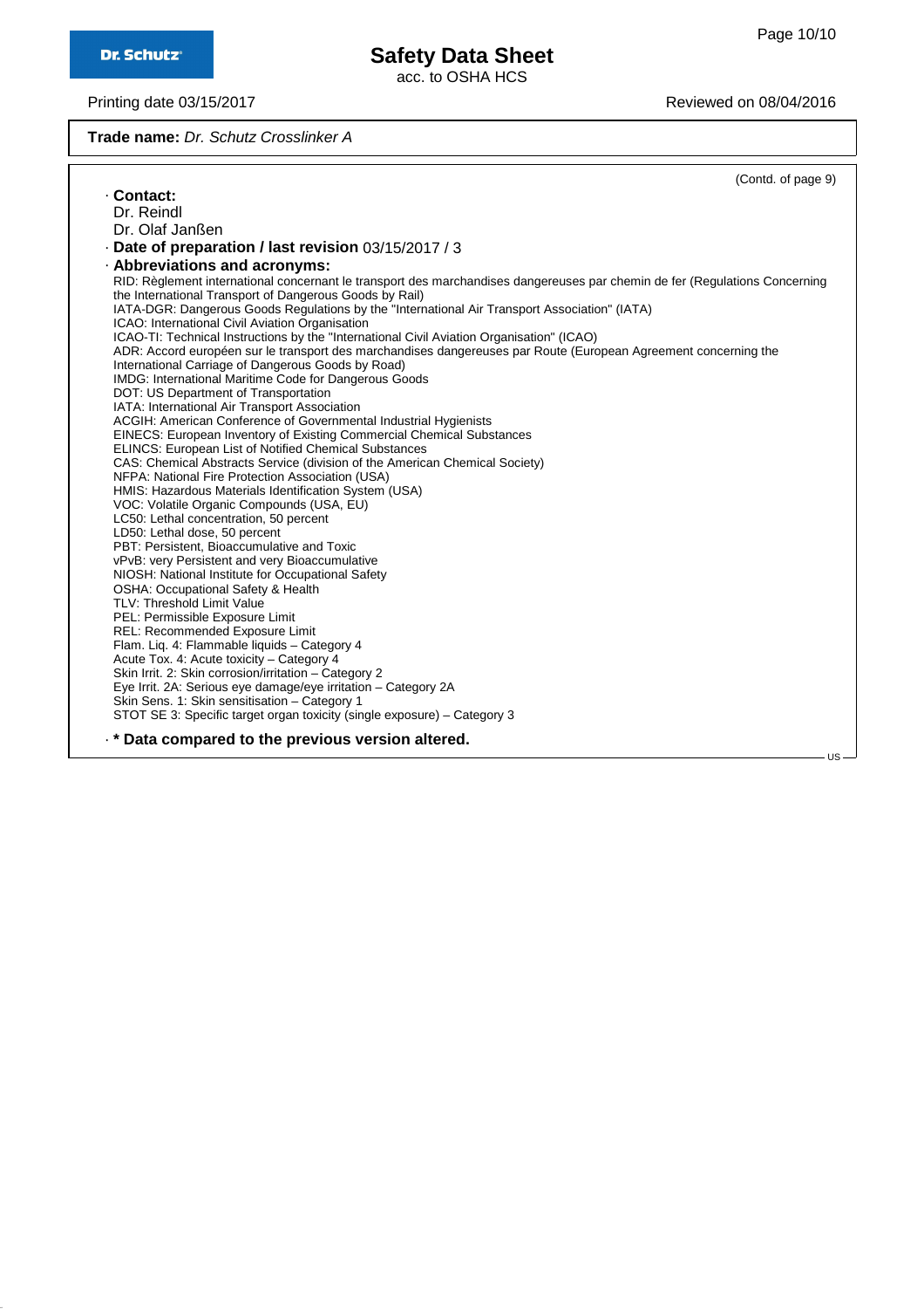**Trade name:** *Dr. Schutz Crosslinker A*

(Contd. of page 9)

· **Contact:**
Dr. Reindl
Dr. Olaf Janßen

· **Date of preparation / last revision** 03/15/2017 / 3

· **Abbreviations and acronyms:**
RID: Règlement international concernant le transport des marchandises dangereuses par chemin de fer (Regulations Concerning the International Transport of Dangerous Goods by Rail)
IATA-DGR: Dangerous Goods Regulations by the "International Air Transport Association" (IATA)
ICAO: International Civil Aviation Organisation
ICAO-TI: Technical Instructions by the "International Civil Aviation Organisation" (ICAO)
ADR: Accord européen sur le transport des marchandises dangereuses par Route (European Agreement concerning the International Carriage of Dangerous Goods by Road)
IMDG: International Maritime Code for Dangerous Goods
DOT: US Department of Transportation
IATA: International Air Transport Association
ACGIH: American Conference of Governmental Industrial Hygienists
EINECS: European Inventory of Existing Commercial Chemical Substances
ELINCS: European List of Notified Chemical Substances
CAS: Chemical Abstracts Service (division of the American Chemical Society)
NFPA: National Fire Protection Association (USA)
HMIS: Hazardous Materials Identification System (USA)
VOC: Volatile Organic Compounds (USA, EU)
LC50: Lethal concentration, 50 percent
LD50: Lethal dose, 50 percent
PBT: Persistent, Bioaccumulative and Toxic
vPvB: very Persistent and very Bioaccumulative
NIOSH: National Institute for Occupational Safety
OSHA: Occupational Safety & Health
TLV: Threshold Limit Value
PEL: Permissible Exposure Limit
REL: Recommended Exposure Limit
Flam. Liq. 4: Flammable liquids – Category 4
Acute Tox. 4: Acute toxicity – Category 4
Skin Irrit. 2: Skin corrosion/irritation – Category 2
Eye Irrit. 2A: Serious eye damage/eye irritation – Category 2A
Skin Sens. 1: Skin sensitisation – Category 1
STOT SE 3: Specific target organ toxicity (single exposure) – Category 3

· **\* Data compared to the previous version altered.**